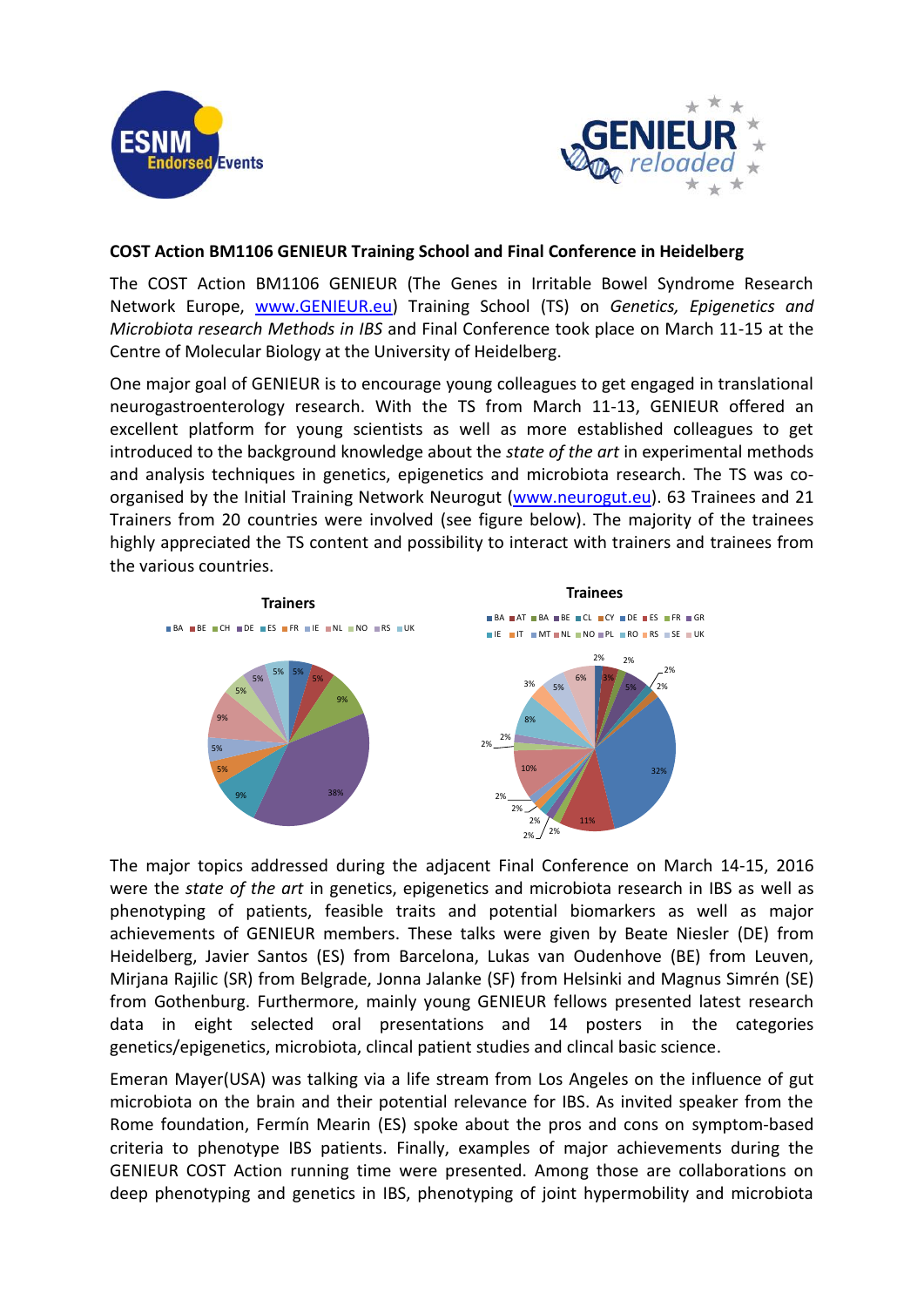**COST Action BM1106 GENIEUR Training School and Final Conference in Heidelberg**

The COST Action BM1106 GENIEUR (The Genes in Irritable Bowel Syndrome Research Network Europe, www.GENIEUR.eu) Training School (TS) on *Genetics, Epigenetics and Microbiota research Methods in IBS* and Final Conference took place on March 11-15 at the Centre of Molecular Biology at the University of Heidelberg.

One major goal of GENIEUR is to encourage young colleagues to get engaged in translational neurogastroenterology research. With the TS from March 11-13, GENIEUR offered an excellent platform for young scientists as well as more established colleagues to get introduced to the background knowledge about the *state of the art* in experimental methods and analysis techniques in genetics, epigenetics and microbiota research. The TS was co-organised by the Initial Training Network Neurogut (www.neurogut.eu). 63 Trainees and 21 Trainers from 20 countries were involved (see figure below). The majority of the trainees highly appreciated the TS content and possibility to interact with trainers and trainees from the various countries.

**Trainers**

BA, BE, CH, DE, ES, FR, IE, NL, NO, RS, UK

5%, 5%, 9%, 38%, 9%, 5%, 5%, 9%, 5%, 5%, 5%

**Trainees**

BA, AT, BA, BE, CL, CY, DE, ES, FR, GR, IE, IT, MT, NL, NO, PL, RO, RS, SE, UK

2%, 3%, 2%, 5%, 2%, 2%, 32%, 11%, 2%, 2%, 2%, 2%, 2%, 10%, 2%, 2%, 8%, 3%, 5%, 6%

The major topics addressed during the adjacent Final Conference on March 14-15, 2016 were the *state of the art* in genetics, epigenetics and microbiota research in IBS as well as phenotyping of patients, feasible traits and potential biomarkers as well as major achievements of GENIEUR members. These talks were given by Beate Niesler (DE) from Heidelberg, Javier Santos (ES) from Barcelona, Lukas van Oudenhove (BE) from Leuven, Mirjana Rajilic (SR) from Belgrade, Jonna Jalanke (SF) from Helsinki and Magnus Simrén (SE) from Gothenburg. Furthermore, mainly young GENIEUR fellows presented latest research data in eight selected oral presentations and 14 posters in the categories genetics/epigenetics, microbiota, clincal patient studies and clincal basic science.

Emeran Mayer(USA) was talking via a life stream from Los Angeles on the influence of gut microbiota on the brain and their potential relevance for IBS. As invited speaker from the Rome foundation, Fermín Mearin (ES) spoke about the pros and cons on symptom-based criteria to phenotype IBS patients. Finally, examples of major achievements during the GENIEUR COST Action running time were presented. Among those are collaborations on deep phenotyping and genetics in IBS, phenotyping of joint hypermobility and microbiota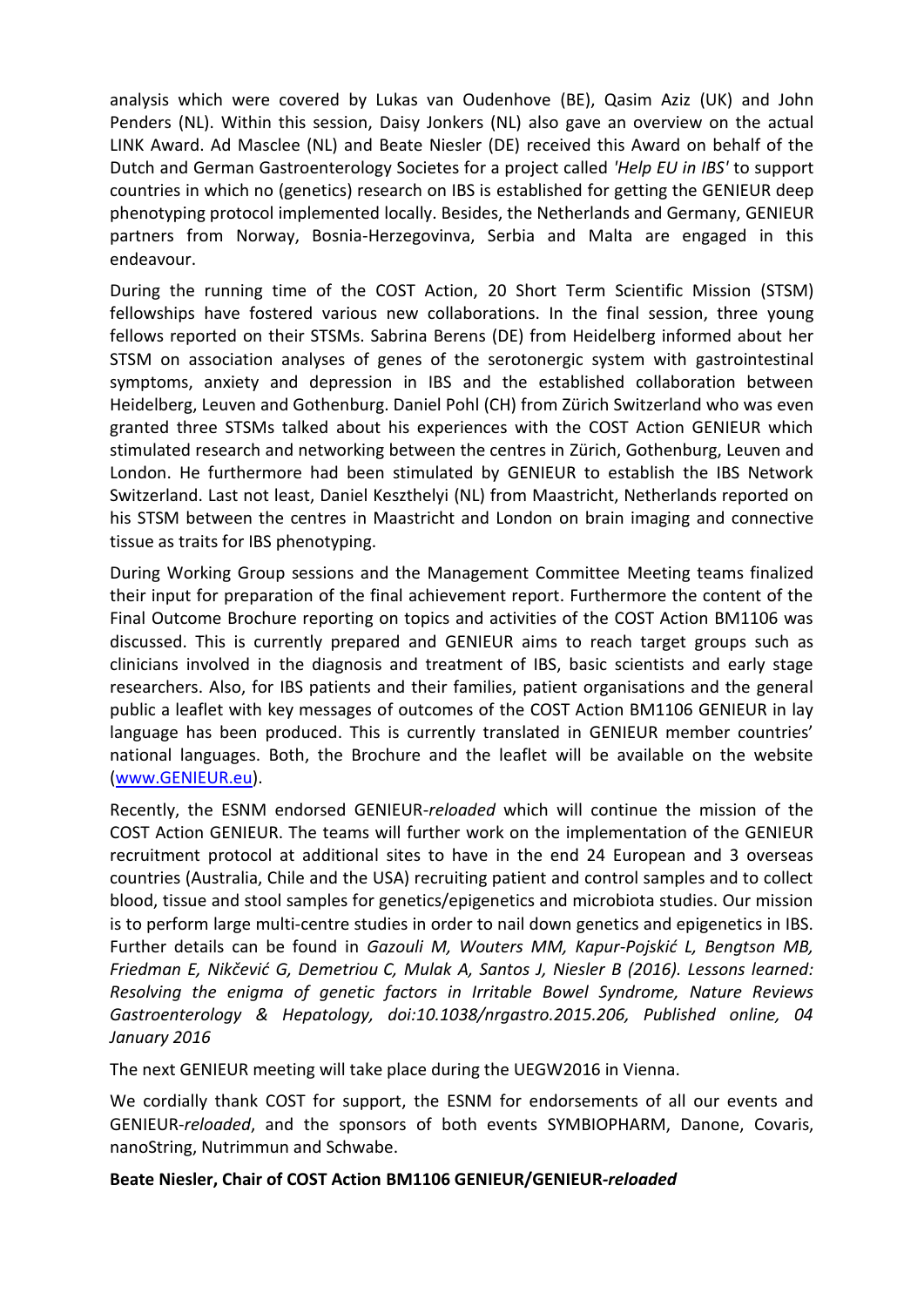analysis which were covered by Lukas van Oudenhove (BE), Qasim Aziz (UK) and John Penders (NL). Within this session, Daisy Jonkers (NL) also gave an overview on the actual LINK Award. Ad Masclee (NL) and Beate Niesler (DE) received this Award on behalf of the Dutch and German Gastroenterology Societes for a project called *'Help EU in IBS'* to support countries in which no (genetics) research on IBS is established for getting the GENIEUR deep phenotyping protocol implemented locally. Besides, the Netherlands and Germany, GENIEUR partners from Norway, Bosnia-Herzegovinva, Serbia and Malta are engaged in this endeavour.

During the running time of the COST Action, 20 Short Term Scientific Mission (STSM) fellowships have fostered various new collaborations. In the final session, three young fellows reported on their STSMs. Sabrina Berens (DE) from Heidelberg informed about her STSM on association analyses of genes of the serotonergic system with gastrointestinal symptoms, anxiety and depression in IBS and the established collaboration between Heidelberg, Leuven and Gothenburg. Daniel Pohl (CH) from Zürich Switzerland who was even granted three STSMs talked about his experiences with the COST Action GENIEUR which stimulated research and networking between the centres in Zürich, Gothenburg, Leuven and London. He furthermore had been stimulated by GENIEUR to establish the IBS Network Switzerland. Last not least, Daniel Keszthelyi (NL) from Maastricht, Netherlands reported on his STSM between the centres in Maastricht and London on brain imaging and connective tissue as traits for IBS phenotyping.

During Working Group sessions and the Management Committee Meeting teams finalized their input for preparation of the final achievement report. Furthermore the content of the Final Outcome Brochure reporting on topics and activities of the COST Action BM1106 was discussed. This is currently prepared and GENIEUR aims to reach target groups such as clinicians involved in the diagnosis and treatment of IBS, basic scientists and early stage researchers. Also, for IBS patients and their families, patient organisations and the general public a leaflet with key messages of outcomes of the COST Action BM1106 GENIEUR in lay language has been produced. This is currently translated in GENIEUR member countries' national languages. Both, the Brochure and the leaflet will be available on the website ([www.GENIEUR.eu](http://www.GENIEUR.eu)).

Recently, the ESNM endorsed GENIEUR-*reloaded* which will continue the mission of the COST Action GENIEUR. The teams will further work on the implementation of the GENIEUR recruitment protocol at additional sites to have in the end 24 European and 3 overseas countries (Australia, Chile and the USA) recruiting patient and control samples and to collect blood, tissue and stool samples for genetics/epigenetics and microbiota studies. Our mission is to perform large multi-centre studies in order to nail down genetics and epigenetics in IBS. Further details can be found in *Gazouli M, Wouters MM, Kapur-Pojskić L, Bengtson MB, Friedman E, Nikčević G, Demetriou C, Mulak A, Santos J, Niesler B (2016). Lessons learned: Resolving the enigma of genetic factors in Irritable Bowel Syndrome, Nature Reviews Gastroenterology & Hepatology, doi:10.1038/nrgastro.2015.206, Published online, 04 January 2016*

The next GENIEUR meeting will take place during the UEGW2016 in Vienna.

We cordially thank COST for support, the ESNM for endorsements of all our events and GENIEUR-*reloaded*, and the sponsors of both events SYMBIOPHARM, Danone, Covaris, nanoString, Nutrimmun and Schwabe.

**Beate Niesler, Chair of COST Action BM1106 GENIEUR/GENIEUR-*reloaded***